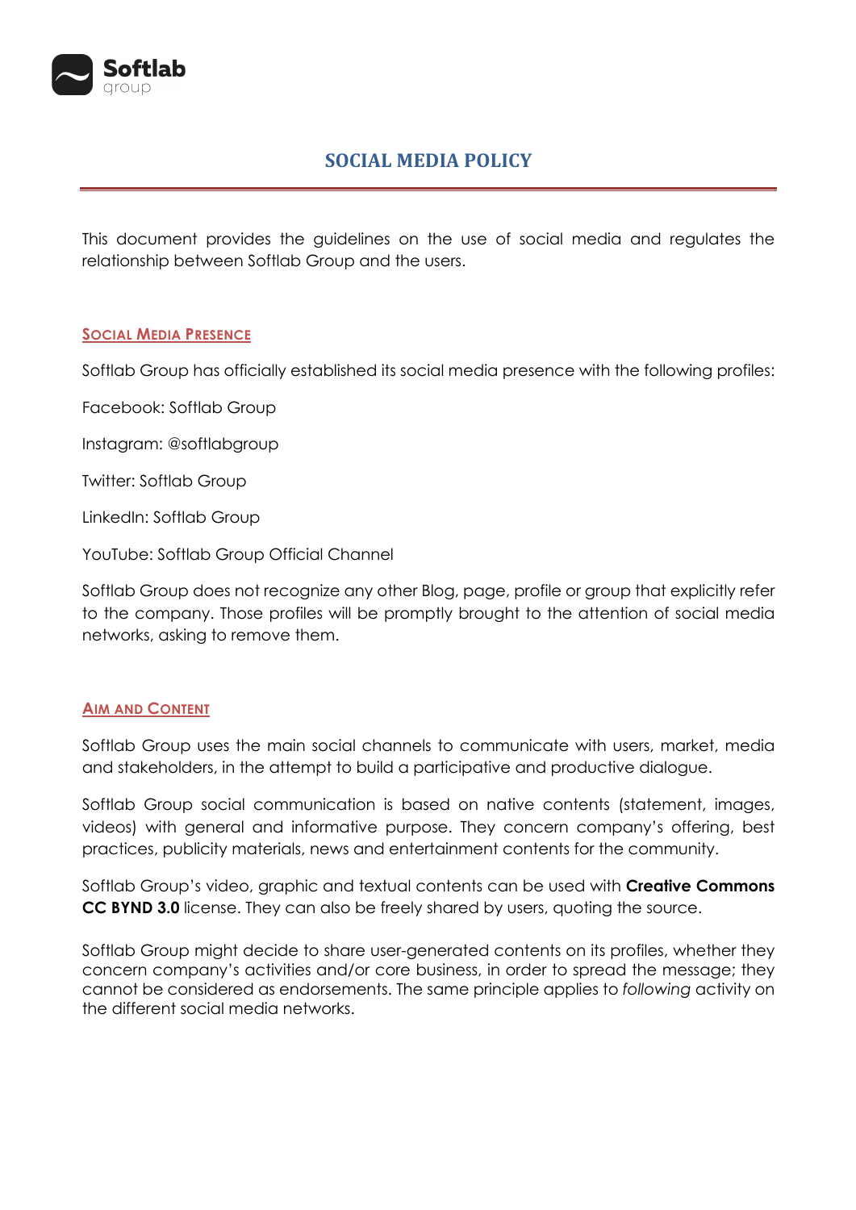# SOCIAL MEDIA POLICY

This document provides the guidelines on the use of social media and regulates the relationship between Softlab Group and the users.

## Social Media Presence

Softlab Group has officially established its social media presence with the following profiles:

Facebook: Softlab Group

Instagram: @softlabgroup

Twitter: Softlab Group

LinkedIn: Softlab Group

YouTube: Softlab Group Official Channel

Softlab Group does not recognize any other Blog, page, profile or group that explicitly refer to the company. Those profiles will be promptly brought to the attention of social media networks, asking to remove them.

## Aim and Content

Softlab Group uses the main social channels to communicate with users, market, media and stakeholders, in the attempt to build a participative and productive dialogue.

Softlab Group social communication is based on native contents (statement, images, videos) with general and informative purpose. They concern company's offering, best practices, publicity materials, news and entertainment contents for the community.

Softlab Group's video, graphic and textual contents can be used with **Creative Commons CC BYND 3.0** license. They can also be freely shared by users, quoting the source.

Softlab Group might decide to share user-generated contents on its profiles, whether they concern company's activities and/or core business, in order to spread the message; they cannot be considered as endorsements. The same principle applies to *following* activity on the different social media networks.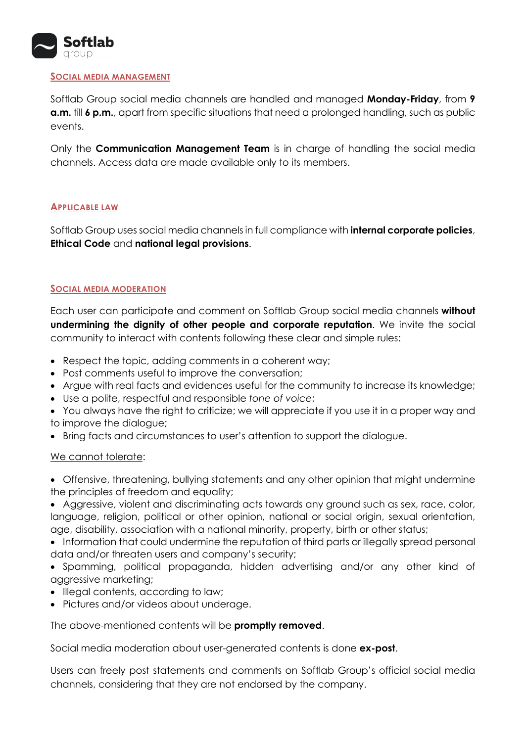## <u>SOCIAL MEDIA MANAGEMENT</u>

Softlab Group social media channels are handled and managed **Monday-Friday**, from **9 a.m.** till **6 p.m.**, apart from specific situations that need a prolonged handling, such as public events.

Only the **Communication Management Team** is in charge of handling the social media channels. Access data are made available only to its members.

## <u>APPLICABLE LAW</u>

Softlab Group uses social media channels in full compliance with **internal corporate policies**, **Ethical Code** and **national legal provisions**.

## <u>SOCIAL MEDIA MODERATION</u>

Each user can participate and comment on Softlab Group social media channels **without undermining the dignity of other people and corporate reputation**. We invite the social community to interact with contents following these clear and simple rules:

- Respect the topic, adding comments in a coherent way;
- Post comments useful to improve the conversation;
- Argue with real facts and evidences useful for the community to increase its knowledge;
- Use a polite, respectful and responsible *tone of voice*;
- You always have the right to criticize; we will appreciate if you use it in a proper way and to improve the dialogue;
- Bring facts and circumstances to user's attention to support the dialogue.

<u>We cannot tolerate</u>:

- Offensive, threatening, bullying statements and any other opinion that might undermine the principles of freedom and equality;
- Aggressive, violent and discriminating acts towards any ground such as sex, race, color, language, religion, political or other opinion, national or social origin, sexual orientation, age, disability, association with a national minority, property, birth or other status;
- Information that could undermine the reputation of third parts or illegally spread personal data and/or threaten users and company's security;
- Spamming, political propaganda, hidden advertising and/or any other kind of aggressive marketing;
- Illegal contents, according to law;
- Pictures and/or videos about underage.

The above-mentioned contents will be **promptly removed**.

Social media moderation about user-generated contents is done **ex-post**.

Users can freely post statements and comments on Softlab Group's official social media channels, considering that they are not endorsed by the company.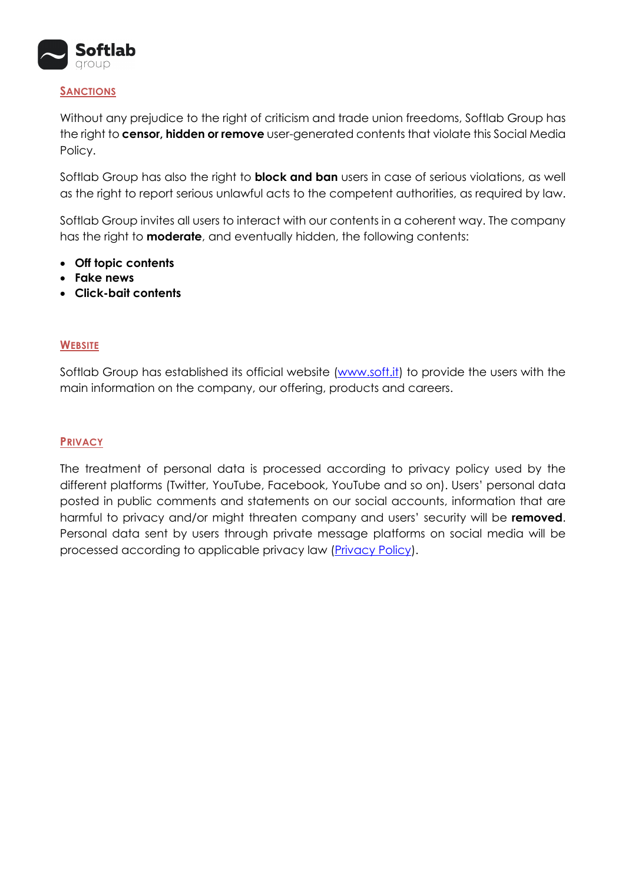## Sanctions

Without any prejudice to the right of criticism and trade union freedoms, Softlab Group has the right to **censor, hidden or remove** user-generated contents that violate this Social Media Policy.

Softlab Group has also the right to **block and ban** users in case of serious violations, as well as the right to report serious unlawful acts to the competent authorities, as required by law.

Softlab Group invites all users to interact with our contents in a coherent way. The company has the right to **moderate**, and eventually hidden, the following contents:

- **Off topic contents**
- **Fake news**
- **Click-bait contents**

## Website

Softlab Group has established its official website ([www.soft.it](www.soft.it)) to provide the users with the main information on the company, our offering, products and careers.

## Privacy

The treatment of personal data is processed according to privacy policy used by the different platforms (Twitter, YouTube, Facebook, YouTube and so on). Users' personal data posted in public comments and statements on our social accounts, information that are harmful to privacy and/or might threaten company and users' security will be **removed**. Personal data sent by users through private message platforms on social media will be processed according to applicable privacy law (Privacy Policy).